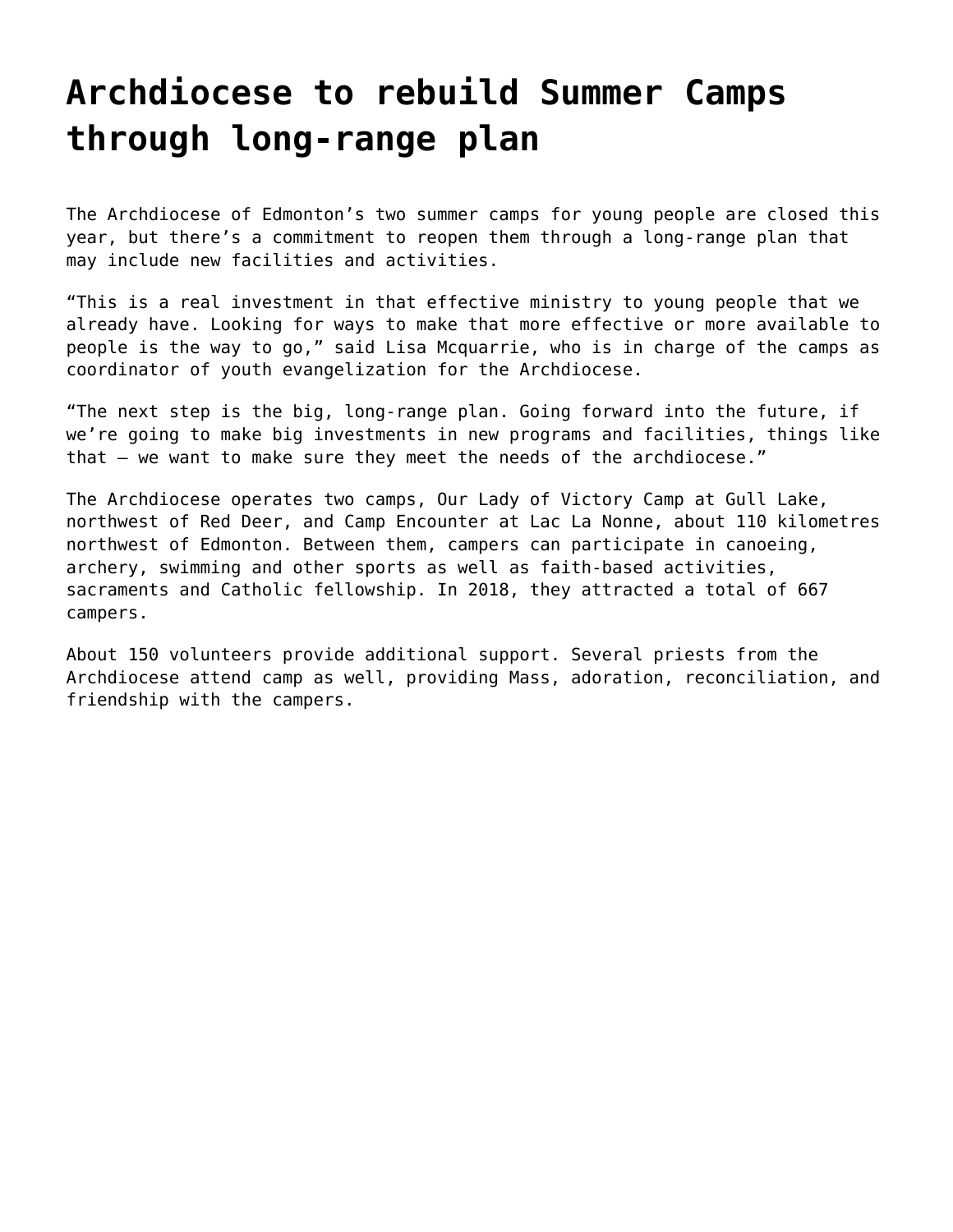# Archdiocese to rebuild Summer Camps through long-range plan

The Archdiocese of Edmonton's two summer camps for young people are closed this year, but there's a commitment to reopen them through a long-range plan that may include new facilities and activities.

"This is a real investment in that effective ministry to young people that we already have. Looking for ways to make that more effective or more available to people is the way to go," said Lisa Mcquarrie, who is in charge of the camps as coordinator of youth evangelization for the Archdiocese.

"The next step is the big, long-range plan. Going forward into the future, if we're going to make big investments in new programs and facilities, things like that – we want to make sure they meet the needs of the archdiocese."

The Archdiocese operates two camps, Our Lady of Victory Camp at Gull Lake, northwest of Red Deer, and Camp Encounter at Lac La Nonne, about 110 kilometres northwest of Edmonton. Between them, campers can participate in canoeing, archery, swimming and other sports as well as faith-based activities, sacraments and Catholic fellowship. In 2018, they attracted a total of 667 campers.

About 150 volunteers provide additional support. Several priests from the Archdiocese attend camp as well, providing Mass, adoration, reconciliation, and friendship with the campers.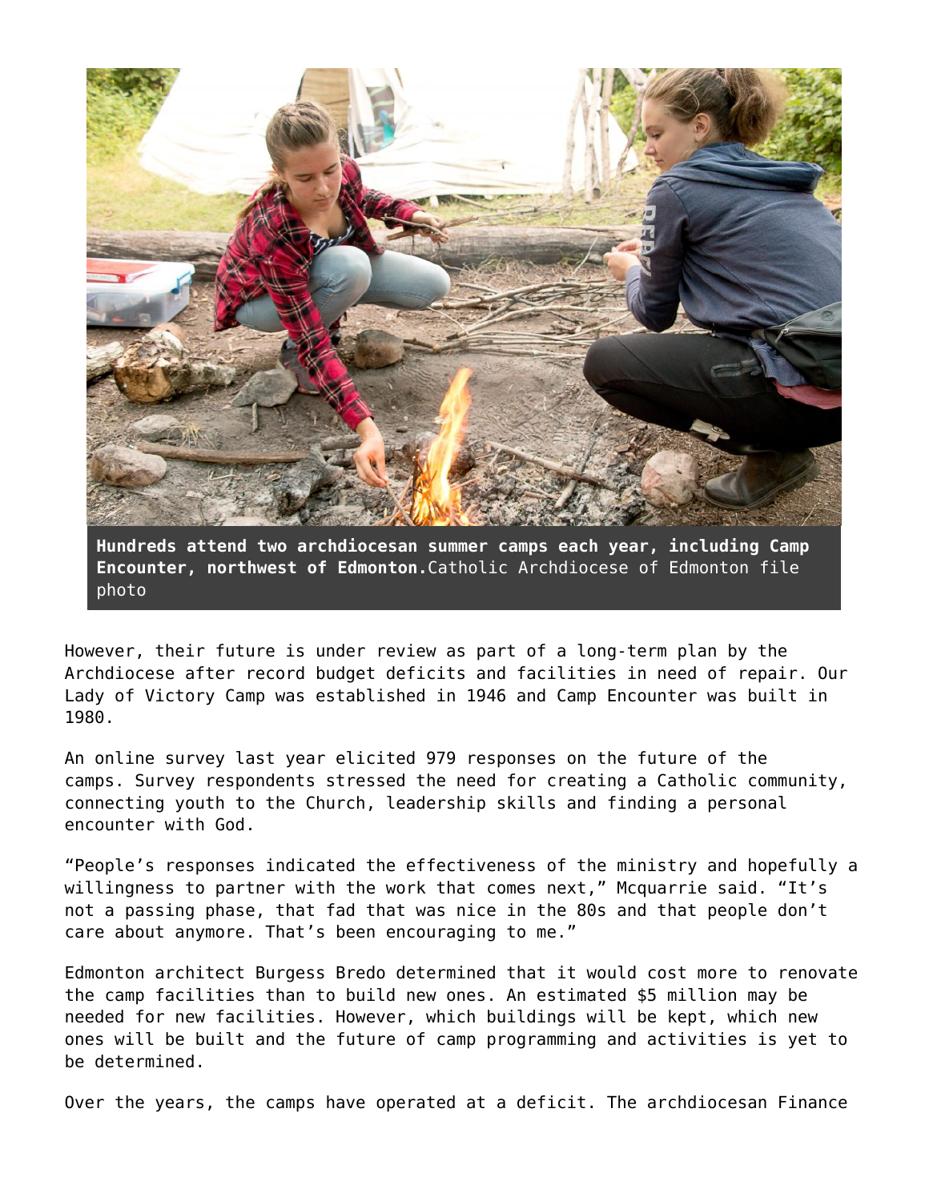**Hundreds attend two archdiocesan summer camps each year, including Camp Encounter, northwest of Edmonton.**Catholic Archdiocese of Edmonton file photo

However, their future is under review as part of a long-term plan by the Archdiocese after record budget deficits and facilities in need of repair. Our Lady of Victory Camp was established in 1946 and Camp Encounter was built in 1980.

An online survey last year elicited 979 responses on the future of the camps. Survey respondents stressed the need for creating a Catholic community, connecting youth to the Church, leadership skills and finding a personal encounter with God.

“People’s responses indicated the effectiveness of the ministry and hopefully a willingness to partner with the work that comes next,” Mcquarrie said. “It’s not a passing phase, that fad that was nice in the 80s and that people don’t care about anymore. That’s been encouraging to me.”

Edmonton architect Burgess Bredo determined that it would cost more to renovate the camp facilities than to build new ones. An estimated $5 million may be needed for new facilities. However, which buildings will be kept, which new ones will be built and the future of camp programming and activities is yet to be determined.

Over the years, the camps have operated at a deficit. The archdiocesan Finance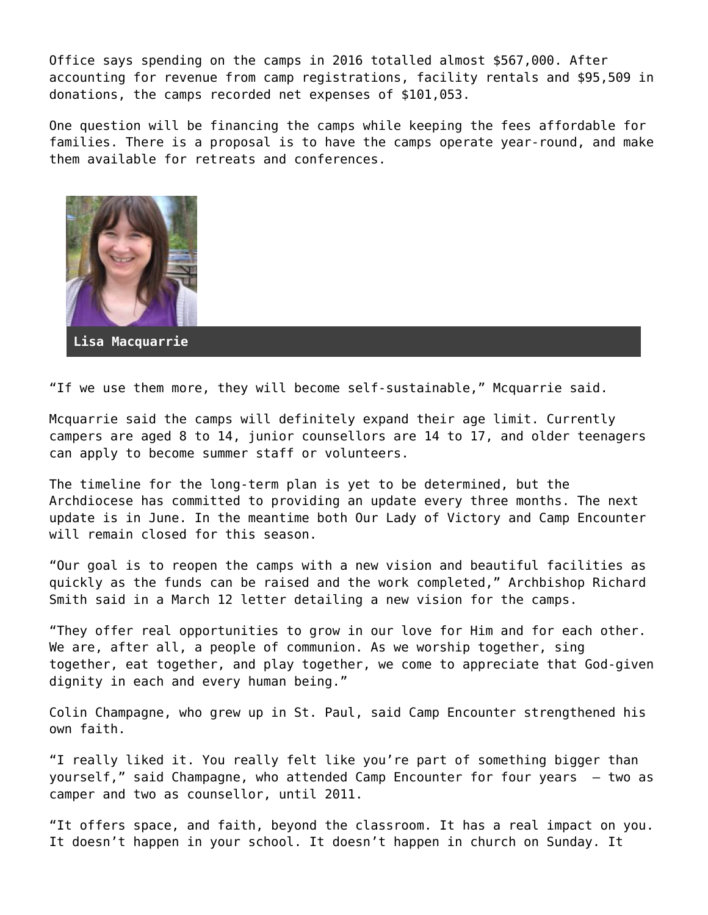Office says spending on the camps in 2016 totalled almost $567,000. After accounting for revenue from camp registrations, facility rentals and $95,509 in donations, the camps recorded net expenses of $101,053.

One question will be financing the camps while keeping the fees affordable for families. There is a proposal is to have the camps operate year-round, and make them available for retreats and conferences.

**Lisa Macquarrie**

"If we use them more, they will become self-sustainable," Mcquarrie said.

Mcquarrie said the camps will definitely expand their age limit. Currently campers are aged 8 to 14, junior counsellors are 14 to 17, and older teenagers can apply to become summer staff or volunteers.

The timeline for the long-term plan is yet to be determined, but the Archdiocese has committed to providing an update every three months. The next update is in June. In the meantime both Our Lady of Victory and Camp Encounter will remain closed for this season.

"Our goal is to reopen the camps with a new vision and beautiful facilities as quickly as the funds can be raised and the work completed," Archbishop Richard Smith said in a March 12 letter detailing a new vision for the camps.

"They offer real opportunities to grow in our love for Him and for each other. We are, after all, a people of communion. As we worship together, sing together, eat together, and play together, we come to appreciate that God-given dignity in each and every human being."

Colin Champagne, who grew up in St. Paul, said Camp Encounter strengthened his own faith.

"I really liked it. You really felt like you're part of something bigger than yourself," said Champagne, who attended Camp Encounter for four years – two as camper and two as counsellor, until 2011.

"It offers space, and faith, beyond the classroom. It has a real impact on you. It doesn't happen in your school. It doesn't happen in church on Sunday. It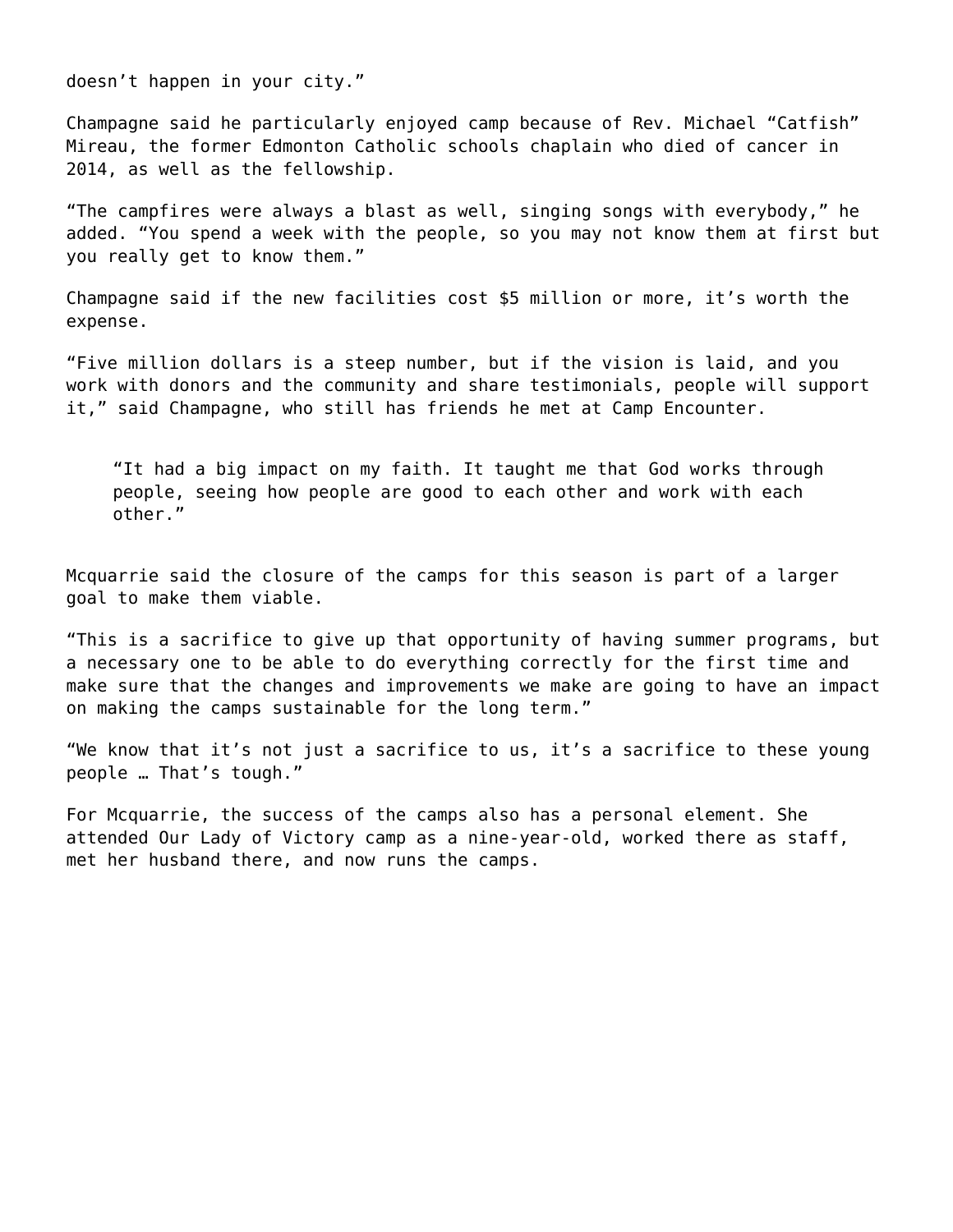doesn’t happen in your city.”

Champagne said he particularly enjoyed camp because of Rev. Michael “Catfish” Mireau, the former Edmonton Catholic schools chaplain who died of cancer in 2014, as well as the fellowship.

“The campfires were always a blast as well, singing songs with everybody,” he added. “You spend a week with the people, so you may not know them at first but you really get to know them.”

Champagne said if the new facilities cost $5 million or more, it’s worth the expense.

“Five million dollars is a steep number, but if the vision is laid, and you work with donors and the community and share testimonials, people will support it,” said Champagne, who still has friends he met at Camp Encounter.

> “It had a big impact on my faith. It taught me that God works through people, seeing how people are good to each other and work with each other.”

Mcquarrie said the closure of the camps for this season is part of a larger goal to make them viable.

“This is a sacrifice to give up that opportunity of having summer programs, but a necessary one to be able to do everything correctly for the first time and make sure that the changes and improvements we make are going to have an impact on making the camps sustainable for the long term.”

“We know that it’s not just a sacrifice to us, it’s a sacrifice to these young people … That’s tough.”

For Mcquarrie, the success of the camps also has a personal element. She attended Our Lady of Victory camp as a nine-year-old, worked there as staff, met her husband there, and now runs the camps.